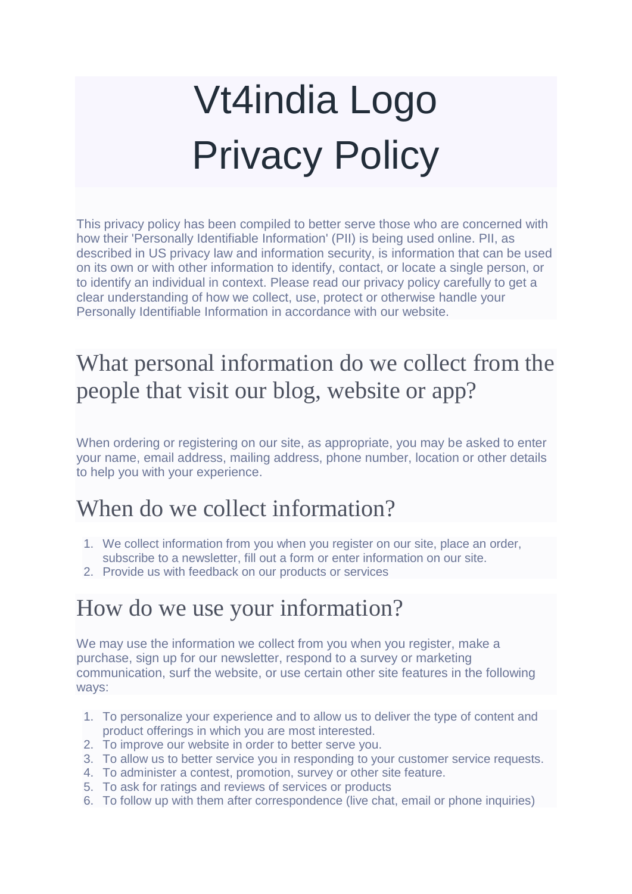# Vt4india Logo
# Privacy Policy

This privacy policy has been compiled to better serve those who are concerned with how their 'Personally Identifiable Information' (PII) is being used online. PII, as described in US privacy law and information security, is information that can be used on its own or with other information to identify, contact, or locate a single person, or to identify an individual in context. Please read our privacy policy carefully to get a clear understanding of how we collect, use, protect or otherwise handle your Personally Identifiable Information in accordance with our website.

## What personal information do we collect from the people that visit our blog, website or app?

When ordering or registering on our site, as appropriate, you may be asked to enter your name, email address, mailing address, phone number, location or other details to help you with your experience.

## When do we collect information?

1. We collect information from you when you register on our site, place an order, subscribe to a newsletter, fill out a form or enter information on our site.
2. Provide us with feedback on our products or services

## How do we use your information?

We may use the information we collect from you when you register, make a purchase, sign up for our newsletter, respond to a survey or marketing communication, surf the website, or use certain other site features in the following ways:

1. To personalize your experience and to allow us to deliver the type of content and product offerings in which you are most interested.
2. To improve our website in order to better serve you.
3. To allow us to better service you in responding to your customer service requests.
4. To administer a contest, promotion, survey or other site feature.
5. To ask for ratings and reviews of services or products
6. To follow up with them after correspondence (live chat, email or phone inquiries)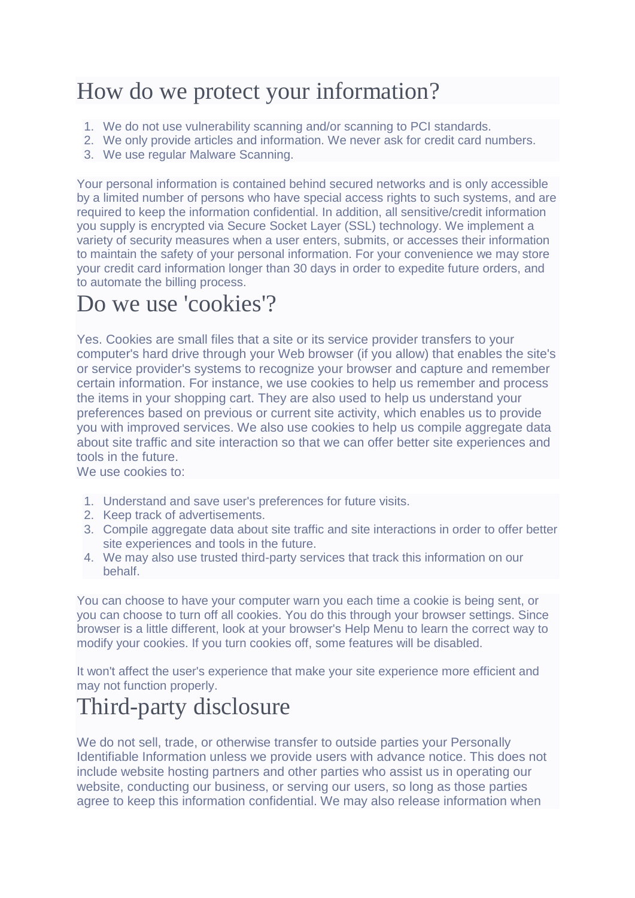# How do we protect your information?

1. We do not use vulnerability scanning and/or scanning to PCI standards.
2. We only provide articles and information. We never ask for credit card numbers.
3. We use regular Malware Scanning.

Your personal information is contained behind secured networks and is only accessible by a limited number of persons who have special access rights to such systems, and are required to keep the information confidential. In addition, all sensitive/credit information you supply is encrypted via Secure Socket Layer (SSL) technology. We implement a variety of security measures when a user enters, submits, or accesses their information to maintain the safety of your personal information. For your convenience we may store your credit card information longer than 30 days in order to expedite future orders, and to automate the billing process.

# Do we use 'cookies'?

Yes. Cookies are small files that a site or its service provider transfers to your computer's hard drive through your Web browser (if you allow) that enables the site's or service provider's systems to recognize your browser and capture and remember certain information. For instance, we use cookies to help us remember and process the items in your shopping cart. They are also used to help us understand your preferences based on previous or current site activity, which enables us to provide you with improved services. We also use cookies to help us compile aggregate data about site traffic and site interaction so that we can offer better site experiences and tools in the future.
We use cookies to:

1. Understand and save user's preferences for future visits.
2. Keep track of advertisements.
3. Compile aggregate data about site traffic and site interactions in order to offer better site experiences and tools in the future.
4. We may also use trusted third-party services that track this information on our behalf.

You can choose to have your computer warn you each time a cookie is being sent, or you can choose to turn off all cookies. You do this through your browser settings. Since browser is a little different, look at your browser's Help Menu to learn the correct way to modify your cookies. If you turn cookies off, some features will be disabled.

It won't affect the user's experience that make your site experience more efficient and may not function properly.

# Third-party disclosure

We do not sell, trade, or otherwise transfer to outside parties your Personally Identifiable Information unless we provide users with advance notice. This does not include website hosting partners and other parties who assist us in operating our website, conducting our business, or serving our users, so long as those parties agree to keep this information confidential. We may also release information when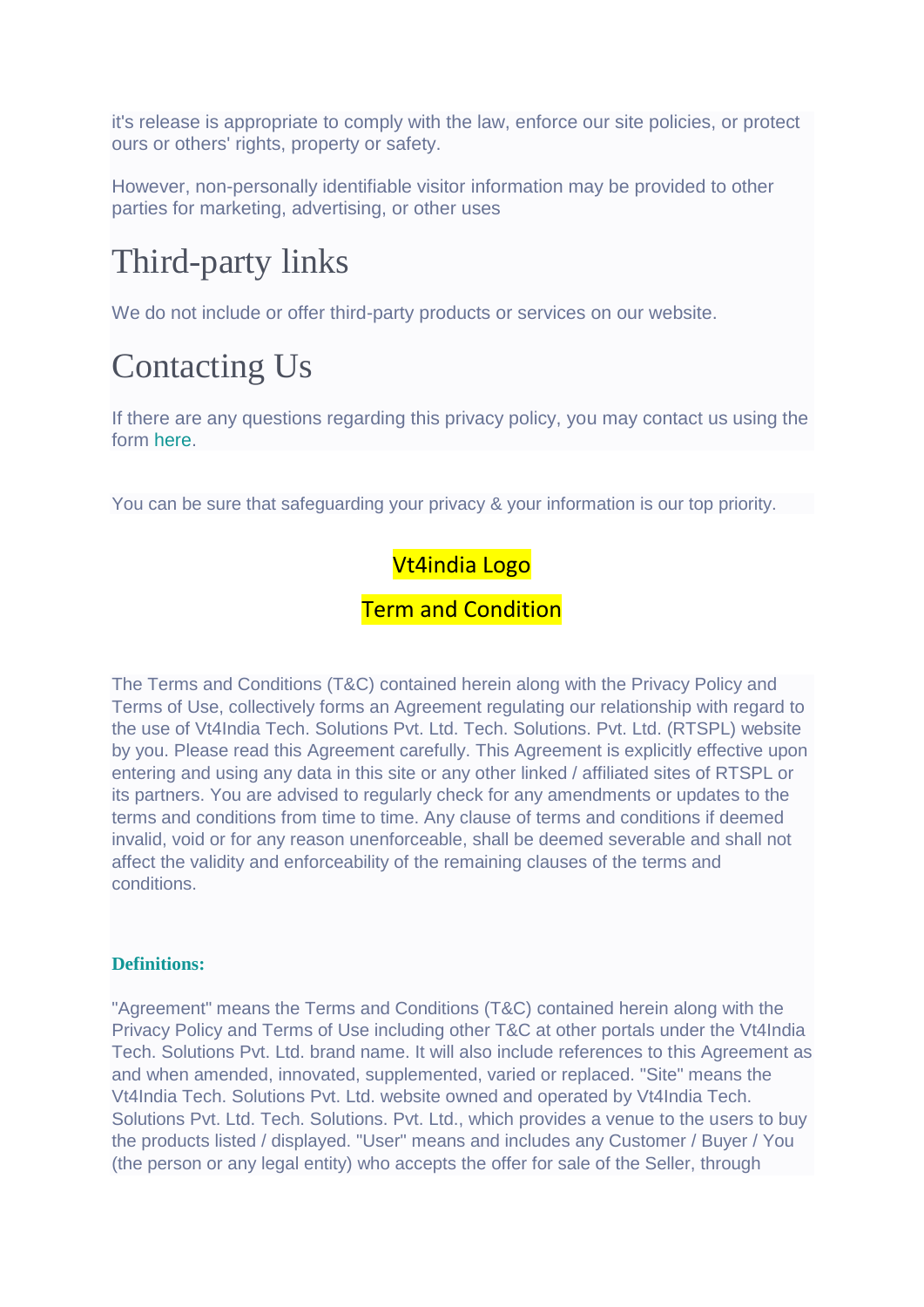it's release is appropriate to comply with the law, enforce our site policies, or protect ours or others' rights, property or safety.

However, non-personally identifiable visitor information may be provided to other parties for marketing, advertising, or other uses

# Third-party links

We do not include or offer third-party products or services on our website.

# Contacting Us

If there are any questions regarding this privacy policy, you may contact us using the form here.

You can be sure that safeguarding your privacy & your information is our top priority.

Vt4india Logo

Term and Condition

The Terms and Conditions (T&C) contained herein along with the Privacy Policy and Terms of Use, collectively forms an Agreement regulating our relationship with regard to the use of Vt4India Tech. Solutions Pvt. Ltd. Tech. Solutions. Pvt. Ltd. (RTSPL) website by you. Please read this Agreement carefully. This Agreement is explicitly effective upon entering and using any data in this site or any other linked / affiliated sites of RTSPL or its partners. You are advised to regularly check for any amendments or updates to the terms and conditions from time to time. Any clause of terms and conditions if deemed invalid, void or for any reason unenforceable, shall be deemed severable and shall not affect the validity and enforceability of the remaining clauses of the terms and conditions.

**Definitions:**

"Agreement" means the Terms and Conditions (T&C) contained herein along with the Privacy Policy and Terms of Use including other T&C at other portals under the Vt4India Tech. Solutions Pvt. Ltd. brand name. It will also include references to this Agreement as and when amended, innovated, supplemented, varied or replaced. "Site" means the Vt4India Tech. Solutions Pvt. Ltd. website owned and operated by Vt4India Tech. Solutions Pvt. Ltd. Tech. Solutions. Pvt. Ltd., which provides a venue to the users to buy the products listed / displayed. "User" means and includes any Customer / Buyer / You (the person or any legal entity) who accepts the offer for sale of the Seller, through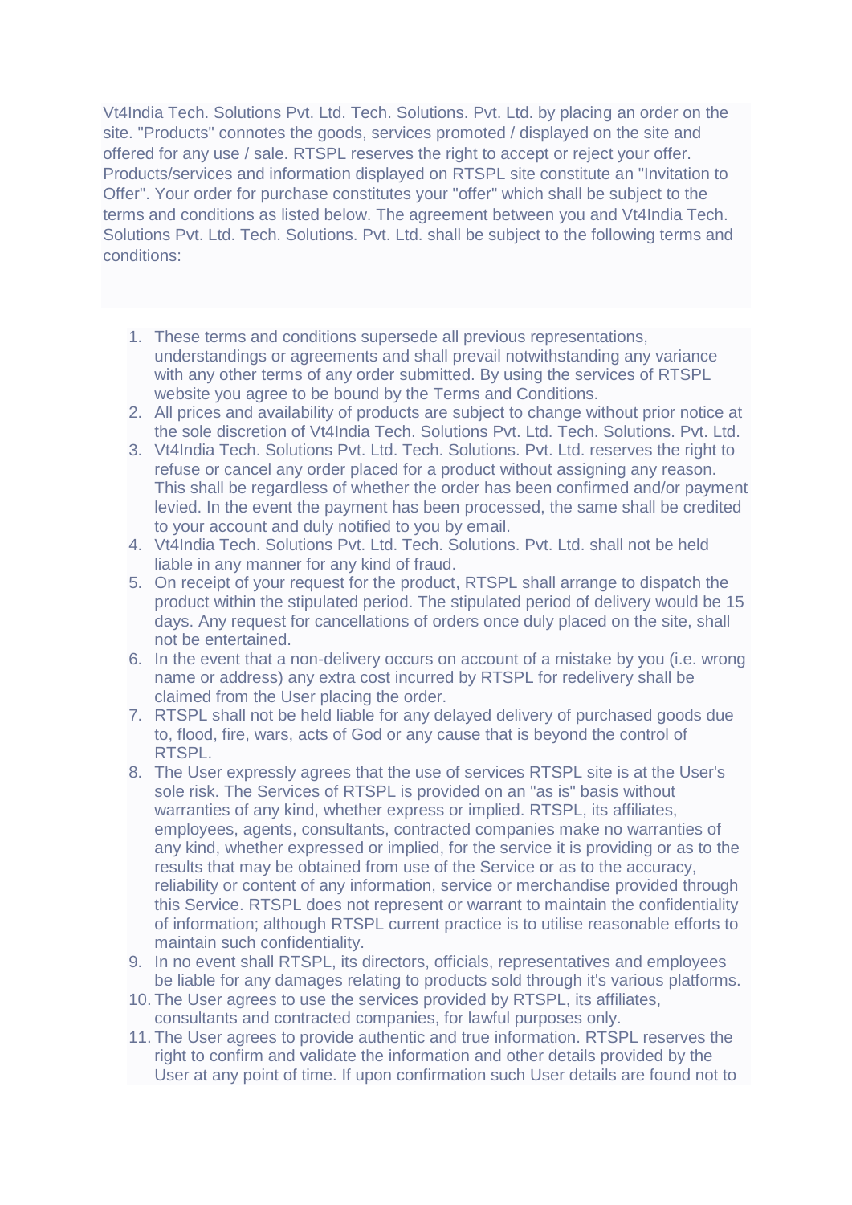Vt4India Tech. Solutions Pvt. Ltd. Tech. Solutions. Pvt. Ltd. by placing an order on the site. "Products" connotes the goods, services promoted / displayed on the site and offered for any use / sale. RTSPL reserves the right to accept or reject your offer. Products/services and information displayed on RTSPL site constitute an "Invitation to Offer". Your order for purchase constitutes your "offer" which shall be subject to the terms and conditions as listed below. The agreement between you and Vt4India Tech. Solutions Pvt. Ltd. Tech. Solutions. Pvt. Ltd. shall be subject to the following terms and conditions:

1. These terms and conditions supersede all previous representations, understandings or agreements and shall prevail notwithstanding any variance with any other terms of any order submitted. By using the services of RTSPL website you agree to be bound by the Terms and Conditions.
2. All prices and availability of products are subject to change without prior notice at the sole discretion of Vt4India Tech. Solutions Pvt. Ltd. Tech. Solutions. Pvt. Ltd.
3. Vt4India Tech. Solutions Pvt. Ltd. Tech. Solutions. Pvt. Ltd. reserves the right to refuse or cancel any order placed for a product without assigning any reason. This shall be regardless of whether the order has been confirmed and/or payment levied. In the event the payment has been processed, the same shall be credited to your account and duly notified to you by email.
4. Vt4India Tech. Solutions Pvt. Ltd. Tech. Solutions. Pvt. Ltd. shall not be held liable in any manner for any kind of fraud.
5. On receipt of your request for the product, RTSPL shall arrange to dispatch the product within the stipulated period. The stipulated period of delivery would be 15 days. Any request for cancellations of orders once duly placed on the site, shall not be entertained.
6. In the event that a non-delivery occurs on account of a mistake by you (i.e. wrong name or address) any extra cost incurred by RTSPL for redelivery shall be claimed from the User placing the order.
7. RTSPL shall not be held liable for any delayed delivery of purchased goods due to, flood, fire, wars, acts of God or any cause that is beyond the control of RTSPL.
8. The User expressly agrees that the use of services RTSPL site is at the User's sole risk. The Services of RTSPL is provided on an "as is" basis without warranties of any kind, whether express or implied. RTSPL, its affiliates, employees, agents, consultants, contracted companies make no warranties of any kind, whether expressed or implied, for the service it is providing or as to the results that may be obtained from use of the Service or as to the accuracy, reliability or content of any information, service or merchandise provided through this Service. RTSPL does not represent or warrant to maintain the confidentiality of information; although RTSPL current practice is to utilise reasonable efforts to maintain such confidentiality.
9. In no event shall RTSPL, its directors, officials, representatives and employees be liable for any damages relating to products sold through it's various platforms.
10. The User agrees to use the services provided by RTSPL, its affiliates, consultants and contracted companies, for lawful purposes only.
11. The User agrees to provide authentic and true information. RTSPL reserves the right to confirm and validate the information and other details provided by the User at any point of time. If upon confirmation such User details are found not to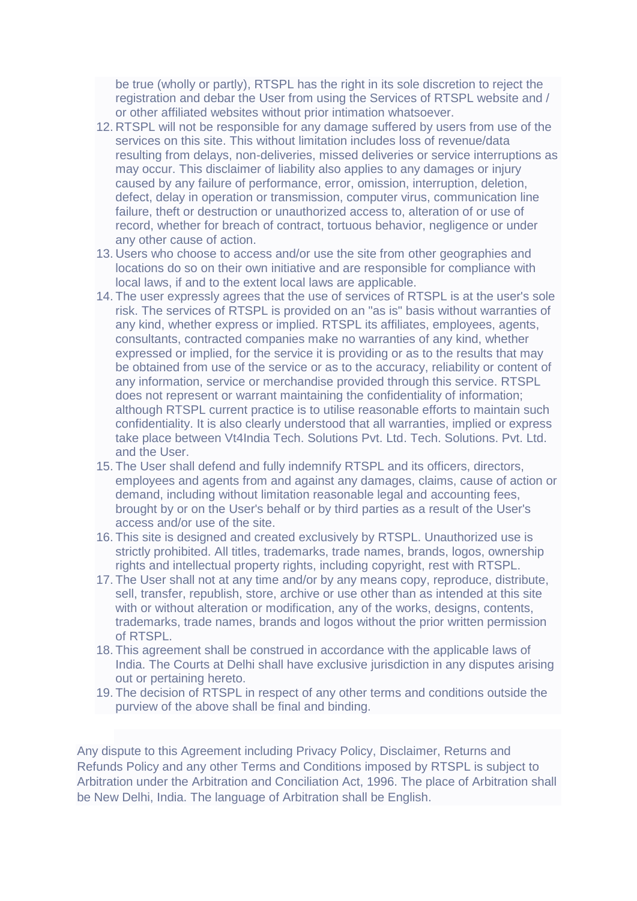be true (wholly or partly), RTSPL has the right in its sole discretion to reject the registration and debar the User from using the Services of RTSPL website and / or other affiliated websites without prior intimation whatsoever.

12. RTSPL will not be responsible for any damage suffered by users from use of the services on this site. This without limitation includes loss of revenue/data resulting from delays, non-deliveries, missed deliveries or service interruptions as may occur. This disclaimer of liability also applies to any damages or injury caused by any failure of performance, error, omission, interruption, deletion, defect, delay in operation or transmission, computer virus, communication line failure, theft or destruction or unauthorized access to, alteration of or use of record, whether for breach of contract, tortuous behavior, negligence or under any other cause of action.
13. Users who choose to access and/or use the site from other geographies and locations do so on their own initiative and are responsible for compliance with local laws, if and to the extent local laws are applicable.
14. The user expressly agrees that the use of services of RTSPL is at the user's sole risk. The services of RTSPL is provided on an "as is" basis without warranties of any kind, whether express or implied. RTSPL its affiliates, employees, agents, consultants, contracted companies make no warranties of any kind, whether expressed or implied, for the service it is providing or as to the results that may be obtained from use of the service or as to the accuracy, reliability or content of any information, service or merchandise provided through this service. RTSPL does not represent or warrant maintaining the confidentiality of information; although RTSPL current practice is to utilise reasonable efforts to maintain such confidentiality. It is also clearly understood that all warranties, implied or express take place between Vt4India Tech. Solutions Pvt. Ltd. Tech. Solutions. Pvt. Ltd. and the User.
15. The User shall defend and fully indemnify RTSPL and its officers, directors, employees and agents from and against any damages, claims, cause of action or demand, including without limitation reasonable legal and accounting fees, brought by or on the User's behalf or by third parties as a result of the User's access and/or use of the site.
16. This site is designed and created exclusively by RTSPL. Unauthorized use is strictly prohibited. All titles, trademarks, trade names, brands, logos, ownership rights and intellectual property rights, including copyright, rest with RTSPL.
17. The User shall not at any time and/or by any means copy, reproduce, distribute, sell, transfer, republish, store, archive or use other than as intended at this site with or without alteration or modification, any of the works, designs, contents, trademarks, trade names, brands and logos without the prior written permission of RTSPL.
18. This agreement shall be construed in accordance with the applicable laws of India. The Courts at Delhi shall have exclusive jurisdiction in any disputes arising out or pertaining hereto.
19. The decision of RTSPL in respect of any other terms and conditions outside the purview of the above shall be final and binding.

Any dispute to this Agreement including Privacy Policy, Disclaimer, Returns and Refunds Policy and any other Terms and Conditions imposed by RTSPL is subject to Arbitration under the Arbitration and Conciliation Act, 1996. The place of Arbitration shall be New Delhi, India. The language of Arbitration shall be English.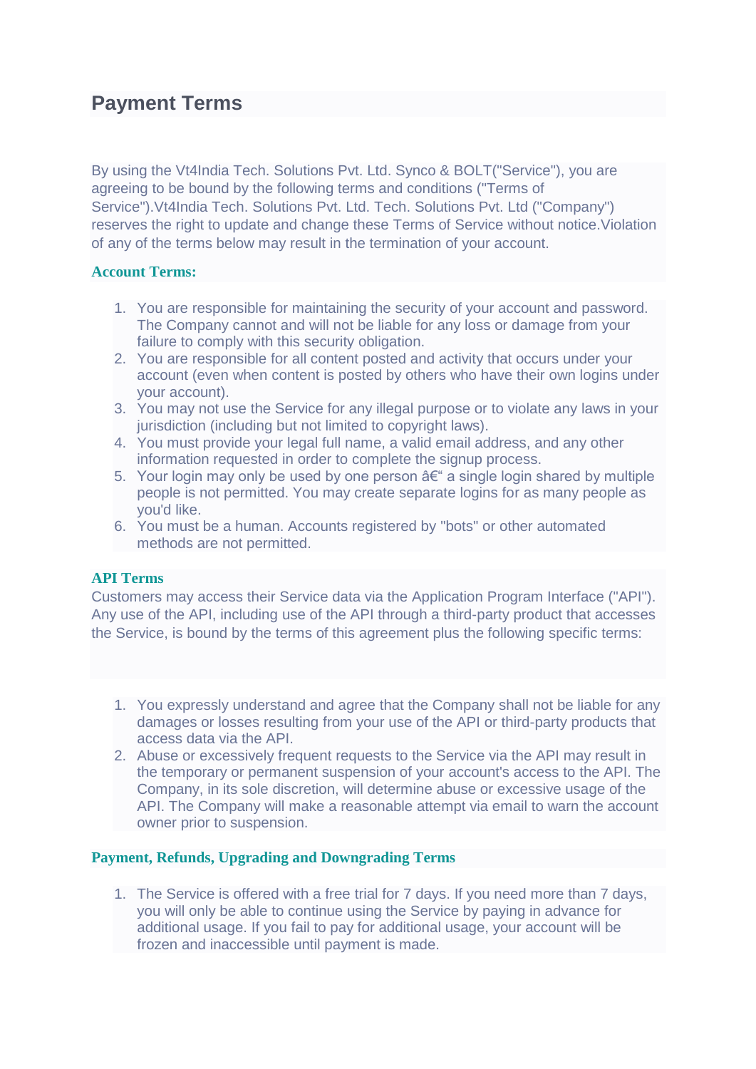# Payment Terms

By using the Vt4India Tech. Solutions Pvt. Ltd. Synco & BOLT("Service"), you are agreeing to be bound by the following terms and conditions ("Terms of Service").Vt4India Tech. Solutions Pvt. Ltd. Tech. Solutions Pvt. Ltd ("Company") reserves the right to update and change these Terms of Service without notice.Violation of any of the terms below may result in the termination of your account.

### Account Terms:

1. You are responsible for maintaining the security of your account and password. The Company cannot and will not be liable for any loss or damage from your failure to comply with this security obligation.
2. You are responsible for all content posted and activity that occurs under your account (even when content is posted by others who have their own logins under your account).
3. You may not use the Service for any illegal purpose or to violate any laws in your jurisdiction (including but not limited to copyright laws).
4. You must provide your legal full name, a valid email address, and any other information requested in order to complete the signup process.
5. Your login may only be used by one person â€“ a single login shared by multiple people is not permitted. You may create separate logins for as many people as you'd like.
6. You must be a human. Accounts registered by "bots" or other automated methods are not permitted.

### API Terms

Customers may access their Service data via the Application Program Interface ("API"). Any use of the API, including use of the API through a third-party product that accesses the Service, is bound by the terms of this agreement plus the following specific terms:

1. You expressly understand and agree that the Company shall not be liable for any damages or losses resulting from your use of the API or third-party products that access data via the API.
2. Abuse or excessively frequent requests to the Service via the API may result in the temporary or permanent suspension of your account's access to the API. The Company, in its sole discretion, will determine abuse or excessive usage of the API. The Company will make a reasonable attempt via email to warn the account owner prior to suspension.

### Payment, Refunds, Upgrading and Downgrading Terms

1. The Service is offered with a free trial for 7 days. If you need more than 7 days, you will only be able to continue using the Service by paying in advance for additional usage. If you fail to pay for additional usage, your account will be frozen and inaccessible until payment is made.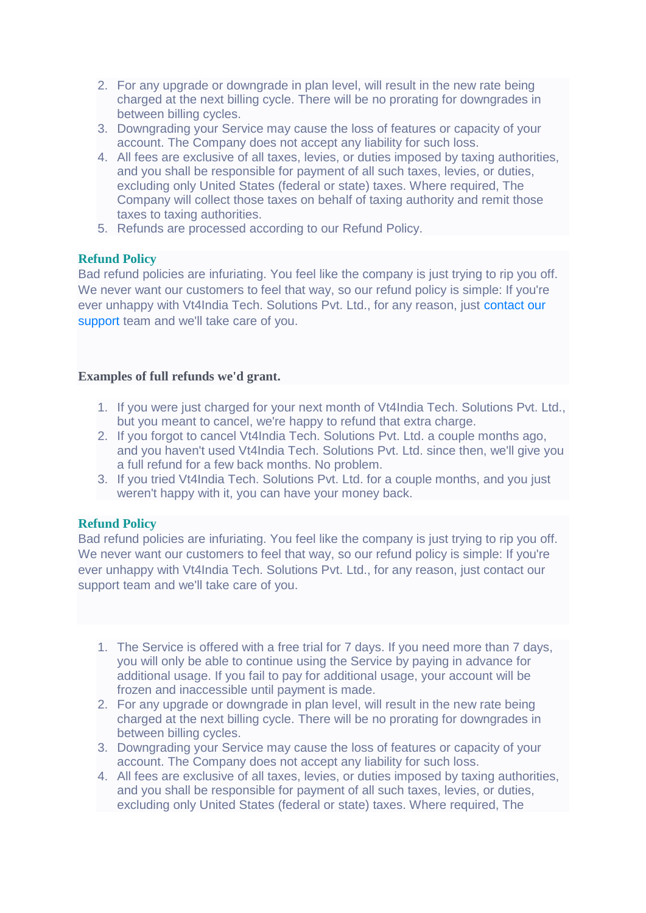2. For any upgrade or downgrade in plan level, will result in the new rate being charged at the next billing cycle. There will be no prorating for downgrades in between billing cycles.
3. Downgrading your Service may cause the loss of features or capacity of your account. The Company does not accept any liability for such loss.
4. All fees are exclusive of all taxes, levies, or duties imposed by taxing authorities, and you shall be responsible for payment of all such taxes, levies, or duties, excluding only United States (federal or state) taxes. Where required, The Company will collect those taxes on behalf of taxing authority and remit those taxes to taxing authorities.
5. Refunds are processed according to our Refund Policy.

## Refund Policy

Bad refund policies are infuriating. You feel like the company is just trying to rip you off. We never want our customers to feel that way, so our refund policy is simple: If you're ever unhappy with Vt4India Tech. Solutions Pvt. Ltd., for any reason, just contact our support team and we'll take care of you.

### Examples of full refunds we'd grant.

1. If you were just charged for your next month of Vt4India Tech. Solutions Pvt. Ltd., but you meant to cancel, we're happy to refund that extra charge.
2. If you forgot to cancel Vt4India Tech. Solutions Pvt. Ltd. a couple months ago, and you haven't used Vt4India Tech. Solutions Pvt. Ltd. since then, we'll give you a full refund for a few back months. No problem.
3. If you tried Vt4India Tech. Solutions Pvt. Ltd. for a couple months, and you just weren't happy with it, you can have your money back.

## Refund Policy

Bad refund policies are infuriating. You feel like the company is just trying to rip you off. We never want our customers to feel that way, so our refund policy is simple: If you're ever unhappy with Vt4India Tech. Solutions Pvt. Ltd., for any reason, just contact our support team and we'll take care of you.

1. The Service is offered with a free trial for 7 days. If you need more than 7 days, you will only be able to continue using the Service by paying in advance for additional usage. If you fail to pay for additional usage, your account will be frozen and inaccessible until payment is made.
2. For any upgrade or downgrade in plan level, will result in the new rate being charged at the next billing cycle. There will be no prorating for downgrades in between billing cycles.
3. Downgrading your Service may cause the loss of features or capacity of your account. The Company does not accept any liability for such loss.
4. All fees are exclusive of all taxes, levies, or duties imposed by taxing authorities, and you shall be responsible for payment of all such taxes, levies, or duties, excluding only United States (federal or state) taxes. Where required, The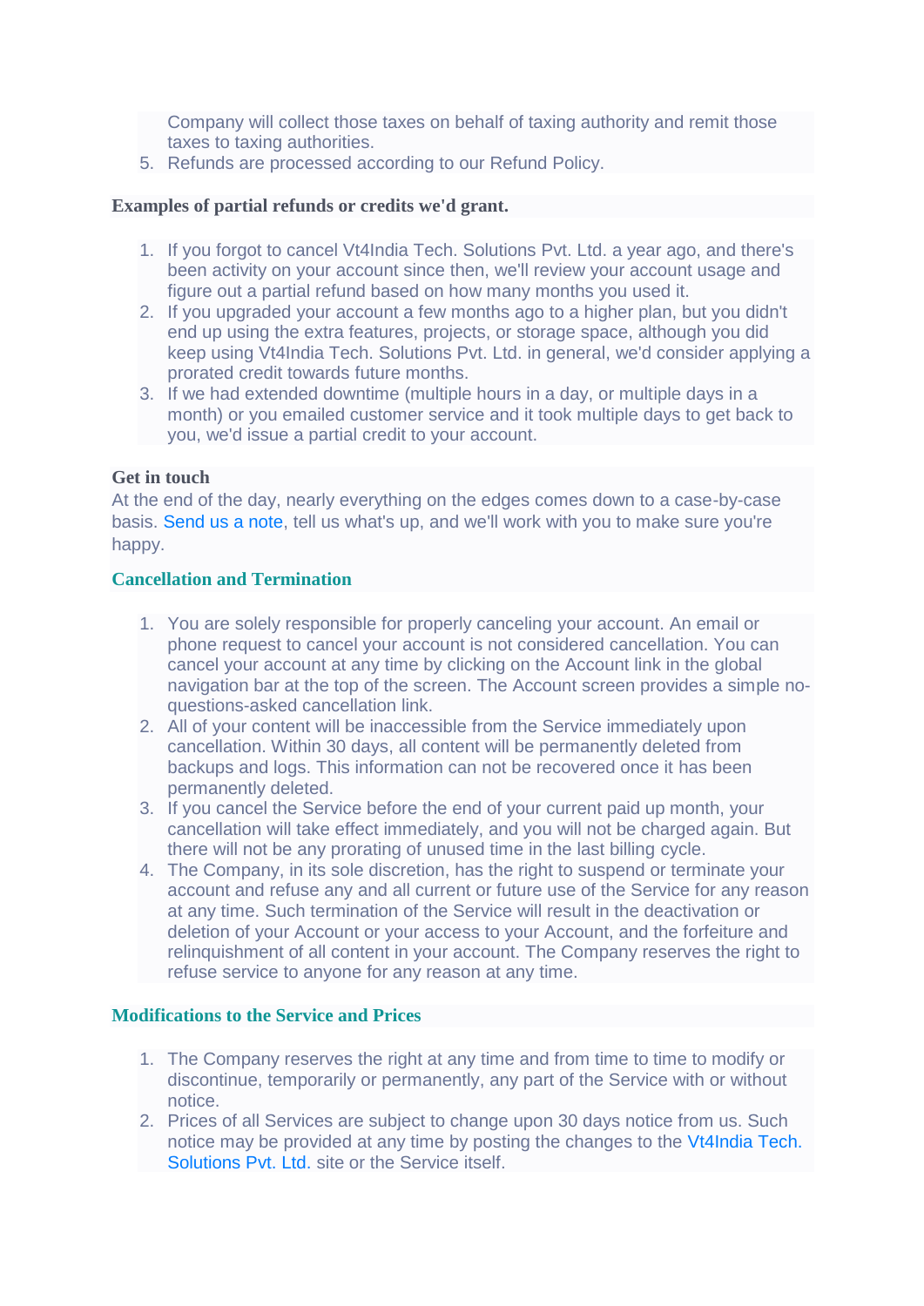Company will collect those taxes on behalf of taxing authority and remit those taxes to taxing authorities.

5. Refunds are processed according to our Refund Policy.

**Examples of partial refunds or credits we'd grant.**

1. If you forgot to cancel Vt4India Tech. Solutions Pvt. Ltd. a year ago, and there's been activity on your account since then, we'll review your account usage and figure out a partial refund based on how many months you used it.
2. If you upgraded your account a few months ago to a higher plan, but you didn't end up using the extra features, projects, or storage space, although you did keep using Vt4India Tech. Solutions Pvt. Ltd. in general, we'd consider applying a prorated credit towards future months.
3. If we had extended downtime (multiple hours in a day, or multiple days in a month) or you emailed customer service and it took multiple days to get back to you, we'd issue a partial credit to your account.

**Get in touch**

At the end of the day, nearly everything on the edges comes down to a case-by-case basis. Send us a note, tell us what's up, and we'll work with you to make sure you're happy.

## Cancellation and Termination

1. You are solely responsible for properly canceling your account. An email or phone request to cancel your account is not considered cancellation. You can cancel your account at any time by clicking on the Account link in the global navigation bar at the top of the screen. The Account screen provides a simple no-questions-asked cancellation link.
2. All of your content will be inaccessible from the Service immediately upon cancellation. Within 30 days, all content will be permanently deleted from backups and logs. This information can not be recovered once it has been permanently deleted.
3. If you cancel the Service before the end of your current paid up month, your cancellation will take effect immediately, and you will not be charged again. But there will not be any prorating of unused time in the last billing cycle.
4. The Company, in its sole discretion, has the right to suspend or terminate your account and refuse any and all current or future use of the Service for any reason at any time. Such termination of the Service will result in the deactivation or deletion of your Account or your access to your Account, and the forfeiture and relinquishment of all content in your account. The Company reserves the right to refuse service to anyone for any reason at any time.

## Modifications to the Service and Prices

1. The Company reserves the right at any time and from time to time to modify or discontinue, temporarily or permanently, any part of the Service with or without notice.
2. Prices of all Services are subject to change upon 30 days notice from us. Such notice may be provided at any time by posting the changes to the Vt4India Tech. Solutions Pvt. Ltd. site or the Service itself.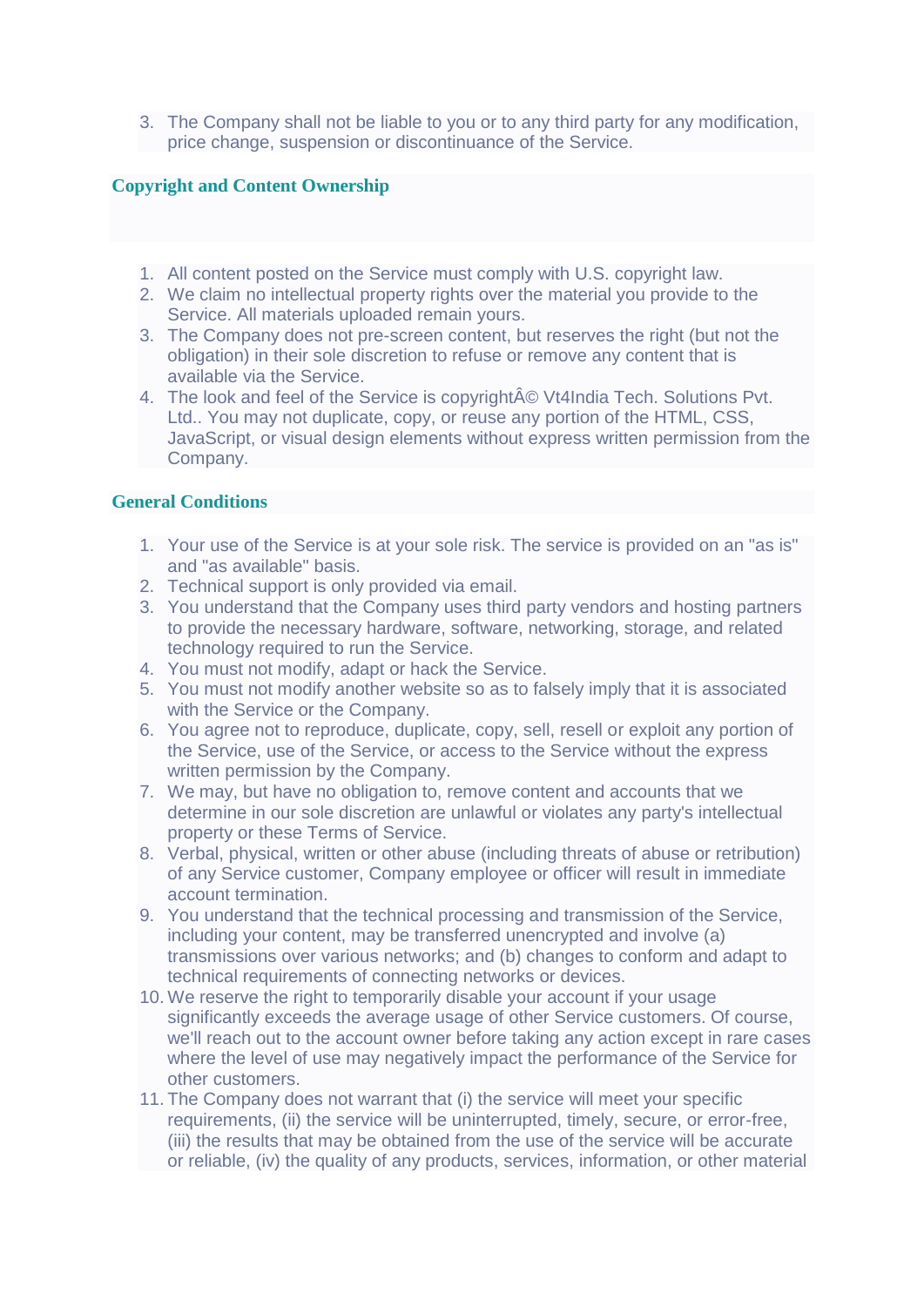3. The Company shall not be liable to you or to any third party for any modification, price change, suspension or discontinuance of the Service.

## Copyright and Content Ownership

1. All content posted on the Service must comply with U.S. copyright law.
2. We claim no intellectual property rights over the material you provide to the Service. All materials uploaded remain yours.
3. The Company does not pre-screen content, but reserves the right (but not the obligation) in their sole discretion to refuse or remove any content that is available via the Service.
4. The look and feel of the Service is copyrightÂ© Vt4India Tech. Solutions Pvt. Ltd.. You may not duplicate, copy, or reuse any portion of the HTML, CSS, JavaScript, or visual design elements without express written permission from the Company.

## General Conditions

1. Your use of the Service is at your sole risk. The service is provided on an "as is" and "as available" basis.
2. Technical support is only provided via email.
3. You understand that the Company uses third party vendors and hosting partners to provide the necessary hardware, software, networking, storage, and related technology required to run the Service.
4. You must not modify, adapt or hack the Service.
5. You must not modify another website so as to falsely imply that it is associated with the Service or the Company.
6. You agree not to reproduce, duplicate, copy, sell, resell or exploit any portion of the Service, use of the Service, or access to the Service without the express written permission by the Company.
7. We may, but have no obligation to, remove content and accounts that we determine in our sole discretion are unlawful or violates any party's intellectual property or these Terms of Service.
8. Verbal, physical, written or other abuse (including threats of abuse or retribution) of any Service customer, Company employee or officer will result in immediate account termination.
9. You understand that the technical processing and transmission of the Service, including your content, may be transferred unencrypted and involve (a) transmissions over various networks; and (b) changes to conform and adapt to technical requirements of connecting networks or devices.
10. We reserve the right to temporarily disable your account if your usage significantly exceeds the average usage of other Service customers. Of course, we'll reach out to the account owner before taking any action except in rare cases where the level of use may negatively impact the performance of the Service for other customers.
11. The Company does not warrant that (i) the service will meet your specific requirements, (ii) the service will be uninterrupted, timely, secure, or error-free, (iii) the results that may be obtained from the use of the service will be accurate or reliable, (iv) the quality of any products, services, information, or other material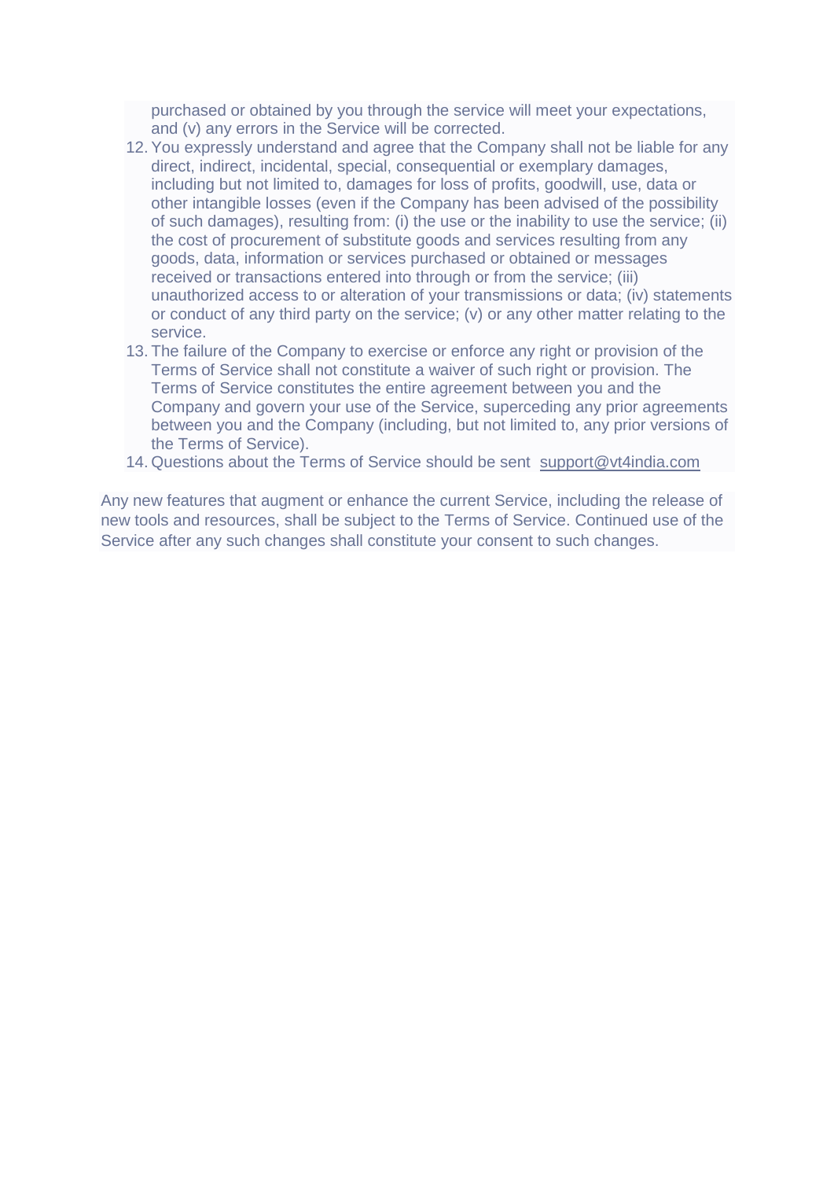purchased or obtained by you through the service will meet your expectations, and (v) any errors in the Service will be corrected.

12. You expressly understand and agree that the Company shall not be liable for any direct, indirect, incidental, special, consequential or exemplary damages, including but not limited to, damages for loss of profits, goodwill, use, data or other intangible losses (even if the Company has been advised of the possibility of such damages), resulting from: (i) the use or the inability to use the service; (ii) the cost of procurement of substitute goods and services resulting from any goods, data, information or services purchased or obtained or messages received or transactions entered into through or from the service; (iii) unauthorized access to or alteration of your transmissions or data; (iv) statements or conduct of any third party on the service; (v) or any other matter relating to the service.
13. The failure of the Company to exercise or enforce any right or provision of the Terms of Service shall not constitute a waiver of such right or provision. The Terms of Service constitutes the entire agreement between you and the Company and govern your use of the Service, superceding any prior agreements between you and the Company (including, but not limited to, any prior versions of the Terms of Service).
14. Questions about the Terms of Service should be sent support@vt4india.com

Any new features that augment or enhance the current Service, including the release of new tools and resources, shall be subject to the Terms of Service. Continued use of the Service after any such changes shall constitute your consent to such changes.